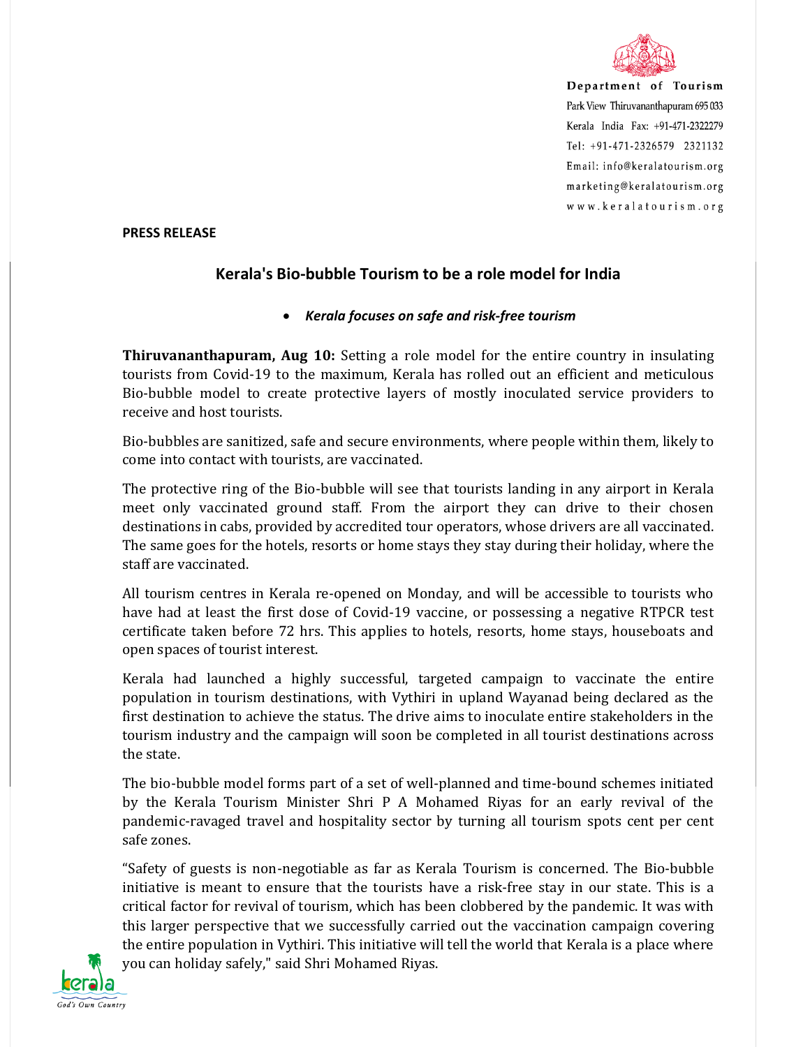Department of Tourism
Park View Thiruvananthapuram 695 033
Kerala India Fax: +91-471-2322279
Tel: +91-471-2326579 2321132
Email: info@keralatourism.org
marketing@keralatourism.org
www.keralatourism.org

**PRESS RELEASE**

## Kerala's Bio-bubble Tourism to be a role model for India

- ***Kerala focuses on safe and risk-free tourism***

**Thiruvananthapuram, Aug 10:** Setting a role model for the entire country in insulating tourists from Covid-19 to the maximum, Kerala has rolled out an efficient and meticulous Bio-bubble model to create protective layers of mostly inoculated service providers to receive and host tourists.

Bio-bubbles are sanitized, safe and secure environments, where people within them, likely to come into contact with tourists, are vaccinated.

The protective ring of the Bio-bubble will see that tourists landing in any airport in Kerala meet only vaccinated ground staff. From the airport they can drive to their chosen destinations in cabs, provided by accredited tour operators, whose drivers are all vaccinated. The same goes for the hotels, resorts or home stays they stay during their holiday, where the staff are vaccinated.

All tourism centres in Kerala re-opened on Monday, and will be accessible to tourists who have had at least the first dose of Covid-19 vaccine, or possessing a negative RTPCR test certificate taken before 72 hrs. This applies to hotels, resorts, home stays, houseboats and open spaces of tourist interest.

Kerala had launched a highly successful, targeted campaign to vaccinate the entire population in tourism destinations, with Vythiri in upland Wayanad being declared as the first destination to achieve the status. The drive aims to inoculate entire stakeholders in the tourism industry and the campaign will soon be completed in all tourist destinations across the state.

The bio-bubble model forms part of a set of well-planned and time-bound schemes initiated by the Kerala Tourism Minister Shri P A Mohamed Riyas for an early revival of the pandemic-ravaged travel and hospitality sector by turning all tourism spots cent per cent safe zones.

"Safety of guests is non-negotiable as far as Kerala Tourism is concerned. The Bio-bubble initiative is meant to ensure that the tourists have a risk-free stay in our state. This is a critical factor for revival of tourism, which has been clobbered by the pandemic. It was with this larger perspective that we successfully carried out the vaccination campaign covering the entire population in Vythiri. This initiative will tell the world that Kerala is a place where you can holiday safely," said Shri Mohamed Riyas.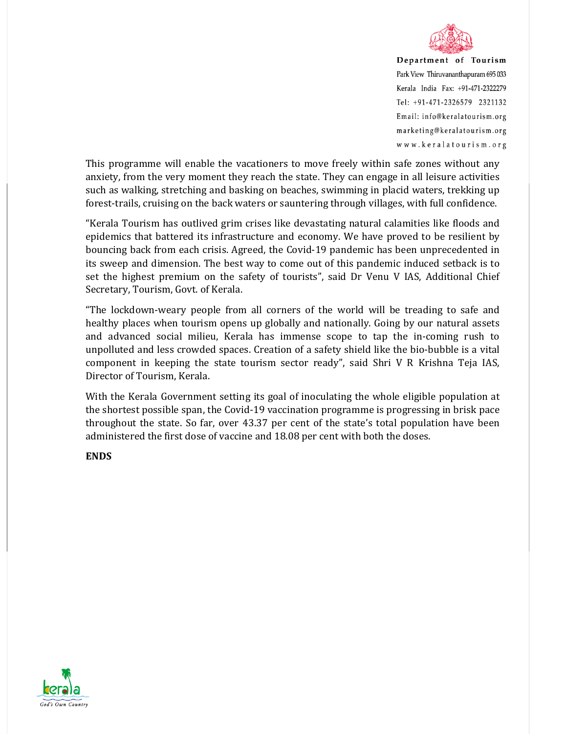Department of Tourism
Park View Thiruvananthapuram 695 033
Kerala India Fax: +91-471-2322279
Tel: +91-471-2326579 2321132
Email: info@keralatourism.org
marketing@keralatourism.org
www.keralatourism.org

This programme will enable the vacationers to move freely within safe zones without any anxiety, from the very moment they reach the state. They can engage in all leisure activities such as walking, stretching and basking on beaches, swimming in placid waters, trekking up forest-trails, cruising on the back waters or sauntering through villages, with full confidence.

"Kerala Tourism has outlived grim crises like devastating natural calamities like floods and epidemics that battered its infrastructure and economy. We have proved to be resilient by bouncing back from each crisis. Agreed, the Covid-19 pandemic has been unprecedented in its sweep and dimension. The best way to come out of this pandemic induced setback is to set the highest premium on the safety of tourists", said Dr Venu V IAS, Additional Chief Secretary, Tourism, Govt. of Kerala.

"The lockdown-weary people from all corners of the world will be treading to safe and healthy places when tourism opens up globally and nationally. Going by our natural assets and advanced social milieu, Kerala has immense scope to tap the in-coming rush to unpolluted and less crowded spaces. Creation of a safety shield like the bio-bubble is a vital component in keeping the state tourism sector ready", said Shri V R Krishna Teja IAS, Director of Tourism, Kerala.

With the Kerala Government setting its goal of inoculating the whole eligible population at the shortest possible span, the Covid-19 vaccination programme is progressing in brisk pace throughout the state. So far, over 43.37 per cent of the state's total population have been administered the first dose of vaccine and 18.08 per cent with both the doses.

**ENDS**

kerala
God's Own Country